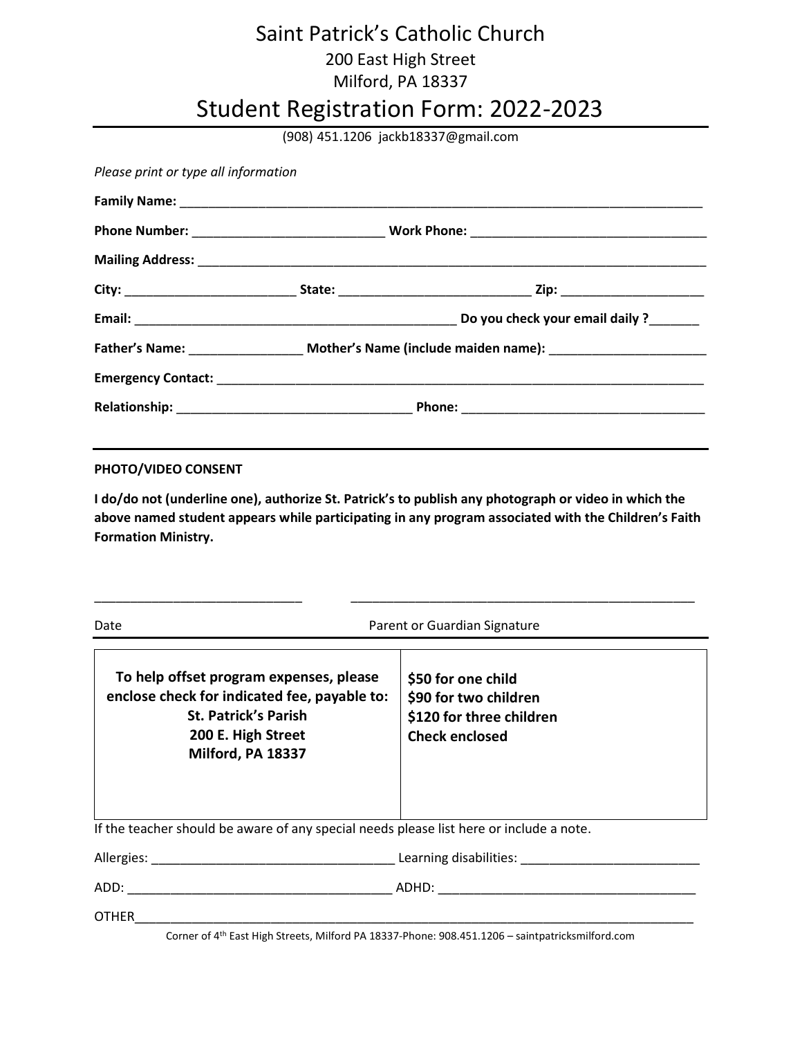# Saint Patrick's Catholic Church

200 East High Street
Milford, PA 18337

## Student Registration Form: 2022-2023

(908) 451.1206 jackb18337@gmail.com

*Please print or type all information*

**Family Name:** ______________________________________________________________________________

**Phone Number:** ___________________________ **Work Phone:** _________________________________

**Mailing Address:** ___________________________________________________________________________

**City:** ________________________ **State:** ___________________________ **Zip:** ____________________

**Email:** ______________________________________________ **Do you check your email daily ?**_______

**Father's Name:** ________________ **Mother's Name (include maiden name):** ______________________

**Emergency Contact:** _________________________________________________________________________

**Relationship:** _________________________________ **Phone:** __________________________________

---

**PHOTO/VIDEO CONSENT**

**I do/do not (underline one), authorize St. Patrick's to publish any photograph or video in which the above named student appears while participating in any program associated with the Children's Faith Formation Ministry.**

_____________________________ _________________________________________________

Date Parent or Guardian Signature

| To help offset program expenses, please enclose check for indicated fee, payable to: St. Patrick's Parish 200 E. High Street Milford, PA 18337 | $50 for one child<br>$90 for two children<br>$120 for three children<br>Check enclosed |
|---|---|

If the teacher should be aware of any special needs please list here or include a note.

Allergies: _________________________________ Learning disabilities: ________________________

ADD: _____________________________________ ADHD: ____________________________________

OTHER______________________________________________________________________________

Corner of 4th East High Streets, Milford PA 18337-Phone: 908.451.1206 – saintpatricksmilford.com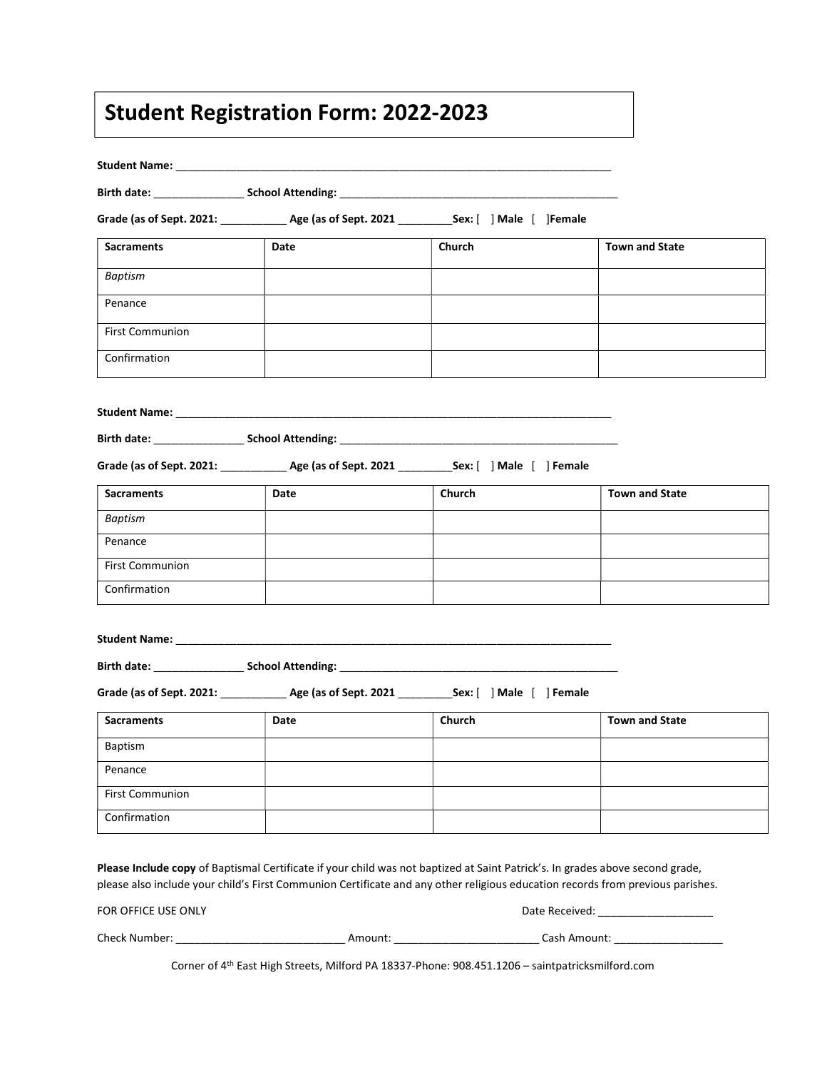# Student Registration Form: 2022-2023

**Student Name:** ___________________________________________________________________________

**Birth date:** _______________ **School Attending:** ________________________________________________

**Grade (as of Sept. 2021:** ___________ **Age (as of Sept. 2021** _________**Sex:** [ ] **Male** [ ]**Female**

| **Sacraments** | **Date** | **Church** | **Town and State** |
|---|---|---|---|
| *Baptism* | | | |
| Penance | | | |
| First Communion | | | |
| Confirmation | | | |

**Student Name:** ___________________________________________________________________________

**Birth date:** _______________ **School Attending:** ________________________________________________

**Grade (as of Sept. 2021:** ___________ **Age (as of Sept. 2021** _________**Sex:** [ ] **Male** [ ] **Female**

| **Sacraments** | **Date** | **Church** | **Town and State** |
|---|---|---|---|
| *Baptism* | | | |
| Penance | | | |
| First Communion | | | |
| Confirmation | | | |

**Student Name:** ___________________________________________________________________________

**Birth date:** _______________ **School Attending:** ________________________________________________

**Grade (as of Sept. 2021:** ___________ **Age (as of Sept. 2021** _________**Sex:** [ ] **Male** [ ] **Female**

| **Sacraments** | **Date** | **Church** | **Town and State** |
|---|---|---|---|
| Baptism | | | |
| Penance | | | |
| First Communion | | | |
| Confirmation | | | |

**Please Include copy** of Baptismal Certificate if your child was not baptized at Saint Patrick's. In grades above second grade, please also include your child's First Communion Certificate and any other religious education records from previous parishes.

FOR OFFICE USE ONLY Date Received: ___________________

Check Number: ____________________________ Amount: ________________________ Cash Amount: __________________

Corner of 4th East High Streets, Milford PA 18337-Phone: 908.451.1206 – saintpatricksmilford.com